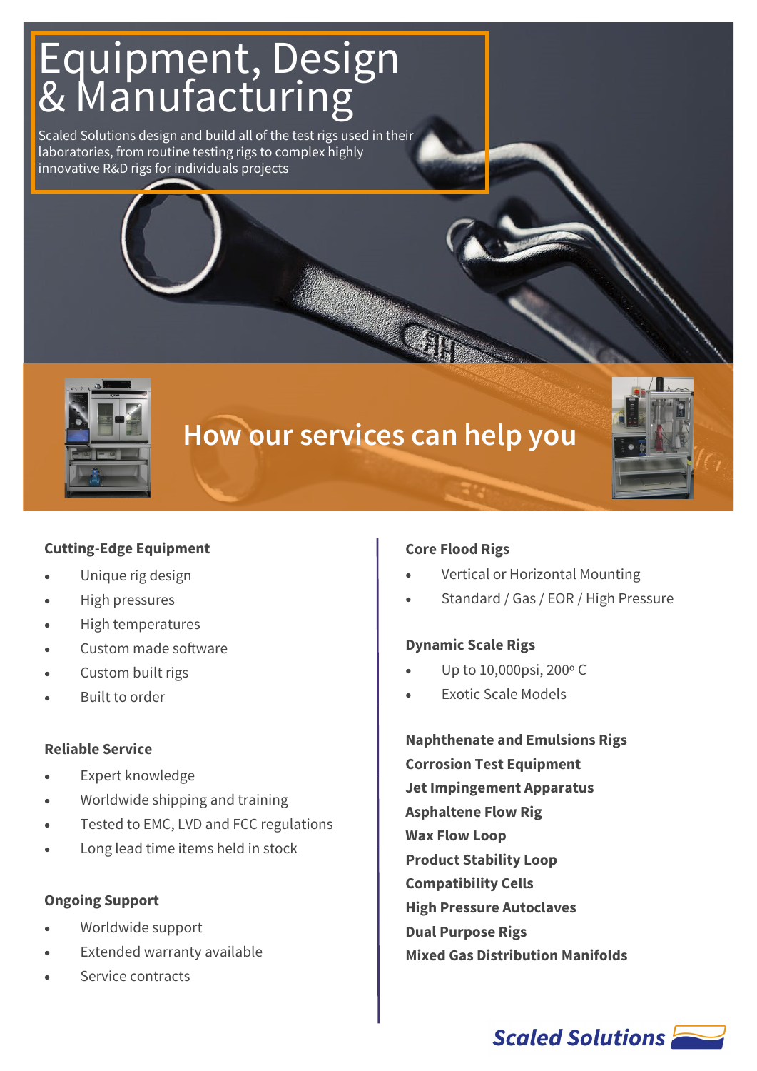# Equipment, Design & Manufacturing

Scaled Solutions design and build all of the test rigs used in their laboratories, from routine testing rigs to complex highly innovative R&D rigs for individuals projects

## How our services can help you

**Cutting-Edge Equipment**

- Unique rig design
- High pressures
- High temperatures
- Custom made software
- Custom built rigs
- Built to order

**Reliable Service**

- Expert knowledge
- Worldwide shipping and training
- Tested to EMC, LVD and FCC regulations
- Long lead time items held in stock

**Ongoing Support**

- Worldwide support
- Extended warranty available
- Service contracts

**Core Flood Rigs**

- Vertical or Horizontal Mounting
- Standard / Gas / EOR / High Pressure

**Dynamic Scale Rigs**

- Up to 10,000psi, 200º C
- Exotic Scale Models

**Naphthenate and Emulsions Rigs**
**Corrosion Test Equipment**
**Jet Impingement Apparatus**
**Asphaltene Flow Rig**
**Wax Flow Loop**
**Product Stability Loop**
**Compatibility Cells**
**High Pressure Autoclaves**
**Dual Purpose Rigs**
**Mixed Gas Distribution Manifolds**

Scaled Solutions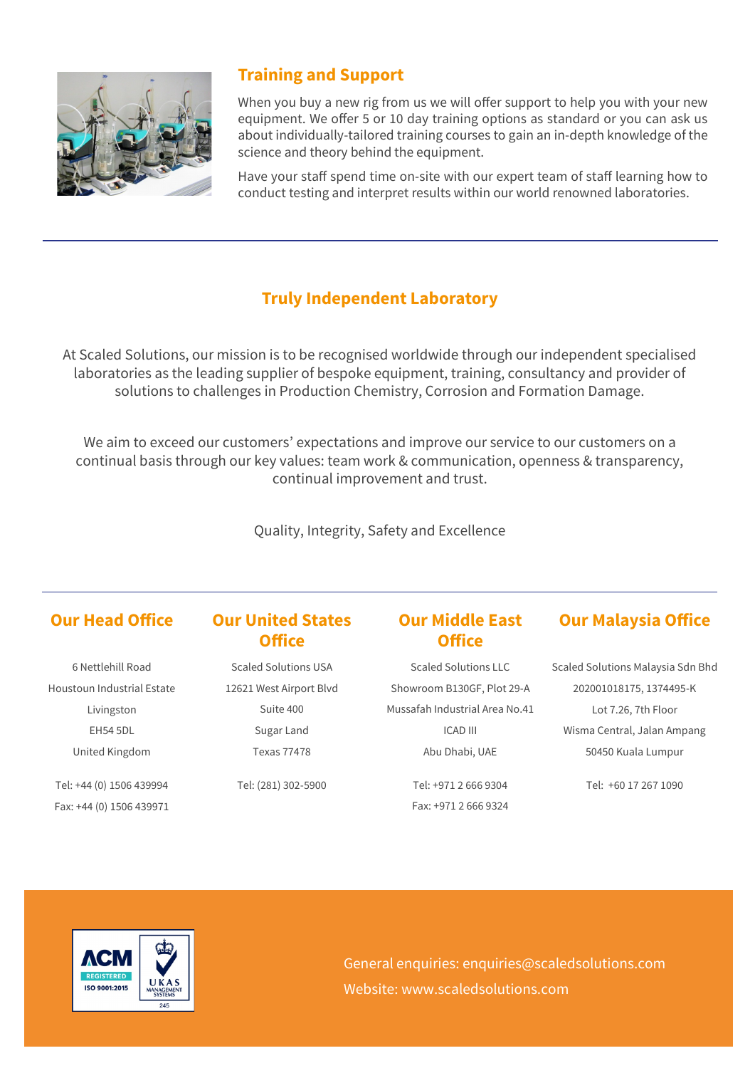## Training and Support

When you buy a new rig from us we will offer support to help you with your new equipment. We offer 5 or 10 day training options as standard or you can ask us about individually-tailored training courses to gain an in-depth knowledge of the science and theory behind the equipment.

Have your staff spend time on-site with our expert team of staff learning how to conduct testing and interpret results within our world renowned laboratories.

---

## Truly Independent Laboratory

At Scaled Solutions, our mission is to be recognised worldwide through our independent specialised laboratories as the leading supplier of bespoke equipment, training, consultancy and provider of solutions to challenges in Production Chemistry, Corrosion and Formation Damage.

We aim to exceed our customers' expectations and improve our service to our customers on a continual basis through our key values: team work & communication, openness & transparency, continual improvement and trust.

Quality, Integrity, Safety and Excellence

---

### Our Head Office

6 Nettlehill Road
Houstoun Industrial Estate
Livingston
EH54 5DL
United Kingdom

Tel: +44 (0) 1506 439994
Fax: +44 (0) 1506 439971

### Our United States Office

Scaled Solutions USA
12621 West Airport Blvd
Suite 400
Sugar Land
Texas 77478

Tel: (281) 302-5900

### Our Middle East Office

Scaled Solutions LLC
Showroom B130GF, Plot 29-A
Mussafah Industrial Area No.41
ICAD III
Abu Dhabi, UAE

Tel: +971 2 666 9304
Fax: +971 2 666 9324

### Our Malaysia Office

Scaled Solutions Malaysia Sdn Bhd
202001018175, 1374495-K
Lot 7.26, 7th Floor
Wisma Central, Jalan Ampang
50450 Kuala Lumpur

Tel: +60 17 267 1090

ACM REGISTERED ISO 9001:2015
UKAS MANAGEMENT SYSTEMS 245

General enquiries: enquiries@scaledsolutions.com
Website: www.scaledsolutions.com